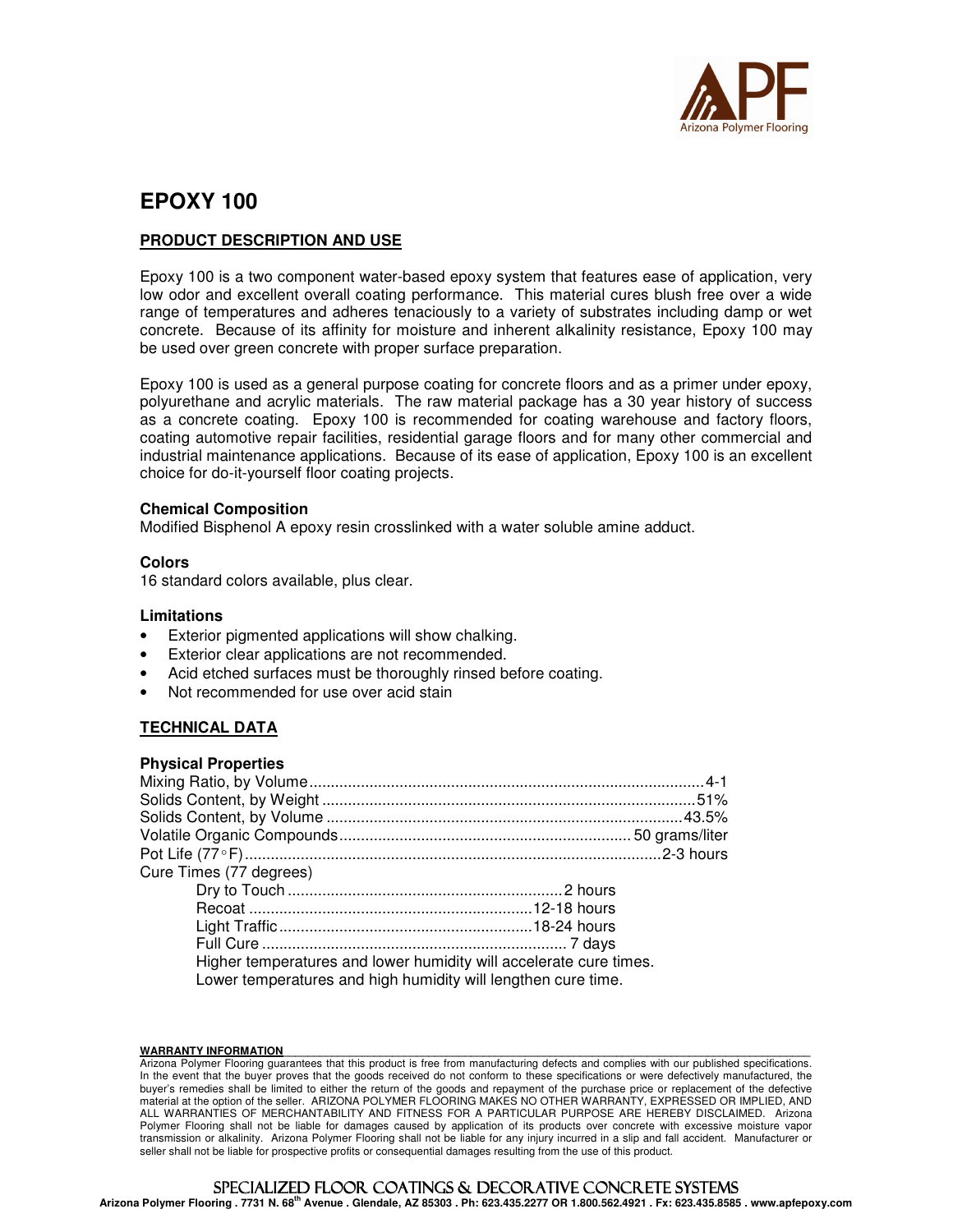# EPOXY 100

## PRODUCT DESCRIPTION AND USE

Epoxy 100 is a two component water-based epoxy system that features ease of application, very low odor and excellent overall coating performance. This material cures blush free over a wide range of temperatures and adheres tenaciously to a variety of substrates including damp or wet concrete. Because of its affinity for moisture and inherent alkalinity resistance, Epoxy 100 may be used over green concrete with proper surface preparation.

Epoxy 100 is used as a general purpose coating for concrete floors and as a primer under epoxy, polyurethane and acrylic materials. The raw material package has a 30 year history of success as a concrete coating. Epoxy 100 is recommended for coating warehouse and factory floors, coating automotive repair facilities, residential garage floors and for many other commercial and industrial maintenance applications. Because of its ease of application, Epoxy 100 is an excellent choice for do-it-yourself floor coating projects.

### Chemical Composition

Modified Bisphenol A epoxy resin crosslinked with a water soluble amine adduct.

### Colors

16 standard colors available, plus clear.

### Limitations

- Exterior pigmented applications will show chalking.
- Exterior clear applications are not recommended.
- Acid etched surfaces must be thoroughly rinsed before coating.
- Not recommended for use over acid stain

## TECHNICAL DATA

### Physical Properties

Mixing Ratio, by Volume............4-1
Solids Content, by Weight............51%
Solids Content, by Volume............43.5%
Volatile Organic Compounds............50 grams/liter
Pot Life (77°F)............2-3 hours
Cure Times (77 degrees)

- Dry to Touch............2 hours
- Recoat............12-18 hours
- Light Traffic............18-24 hours
- Full Cure............7 days

Higher temperatures and lower humidity will accelerate cure times.
Lower temperatures and high humidity will lengthen cure time.

**WARRANTY INFORMATION**

Arizona Polymer Flooring guarantees that this product is free from manufacturing defects and complies with our published specifications. In the event that the buyer proves that the goods received do not conform to these specifications or were defectively manufactured, the buyer's remedies shall be limited to either the return of the goods and repayment of the purchase price or replacement of the defective material at the option of the seller. ARIZONA POLYMER FLOORING MAKES NO OTHER WARRANTY, EXPRESSED OR IMPLIED, AND ALL WARRANTIES OF MERCHANTABILITY AND FITNESS FOR A PARTICULAR PURPOSE ARE HEREBY DISCLAIMED. Arizona Polymer Flooring shall not be liable for damages caused by application of its products over concrete with excessive moisture vapor transmission or alkalinity. Arizona Polymer Flooring shall not be liable for any injury incurred in a slip and fall accident. Manufacturer or seller shall not be liable for prospective profits or consequential damages resulting from the use of this product.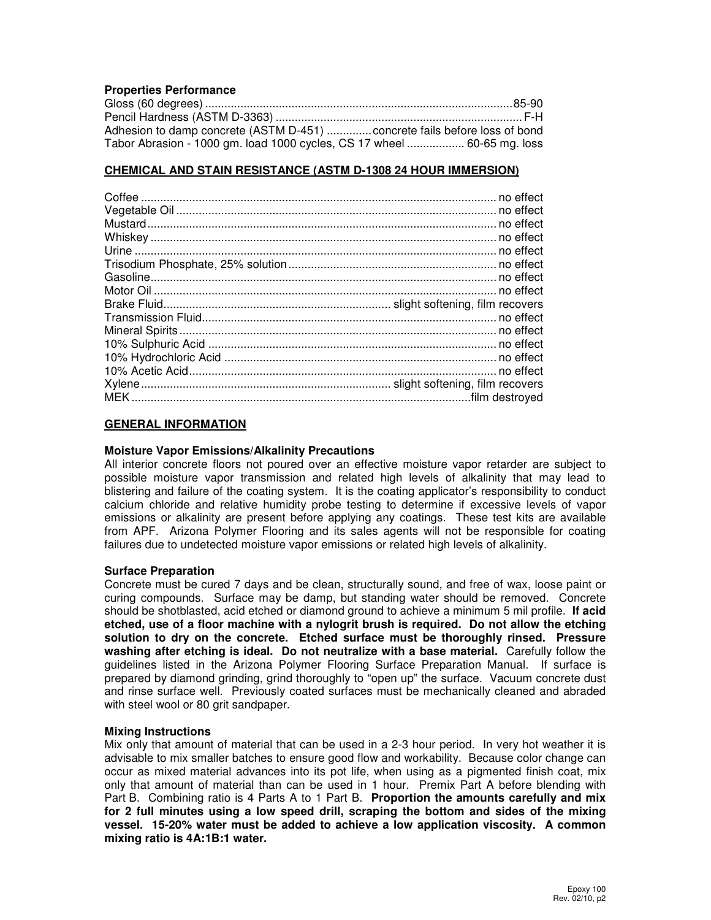### Properties Performance

| Property | Result |
|---|---|
| Gloss (60 degrees) | 85-90 |
| Pencil Hardness (ASTM D-3363) | F-H |
| Adhesion to damp concrete (ASTM D-451) | concrete fails before loss of bond |
| Tabor Abrasion - 1000 gm. load 1000 cycles, CS 17 wheel | 60-65 mg. loss |

## CHEMICAL AND STAIN RESISTANCE (ASTM D-1308 24 HOUR IMMERSION)

| Chemical | Result |
|---|---|
| Coffee | no effect |
| Vegetable Oil | no effect |
| Mustard | no effect |
| Whiskey | no effect |
| Urine | no effect |
| Trisodium Phosphate, 25% solution | no effect |
| Gasoline | no effect |
| Motor Oil | no effect |
| Brake Fluid | slight softening, film recovers |
| Transmission Fluid | no effect |
| Mineral Spirits | no effect |
| 10% Sulphuric Acid | no effect |
| 10% Hydrochloric Acid | no effect |
| 10% Acetic Acid | no effect |
| Xylene | slight softening, film recovers |
| MEK | film destroyed |

## GENERAL INFORMATION

### Moisture Vapor Emissions/Alkalinity Precautions

All interior concrete floors not poured over an effective moisture vapor retarder are subject to possible moisture vapor transmission and related high levels of alkalinity that may lead to blistering and failure of the coating system. It is the coating applicator's responsibility to conduct calcium chloride and relative humidity probe testing to determine if excessive levels of vapor emissions or alkalinity are present before applying any coatings. These test kits are available from APF. Arizona Polymer Flooring and its sales agents will not be responsible for coating failures due to undetected moisture vapor emissions or related high levels of alkalinity.

### Surface Preparation

Concrete must be cured 7 days and be clean, structurally sound, and free of wax, loose paint or curing compounds. Surface may be damp, but standing water should be removed. Concrete should be shotblasted, acid etched or diamond ground to achieve a minimum 5 mil profile. **If acid etched, use of a floor machine with a nylogrit brush is required. Do not allow the etching solution to dry on the concrete. Etched surface must be thoroughly rinsed. Pressure washing after etching is ideal. Do not neutralize with a base material.** Carefully follow the guidelines listed in the Arizona Polymer Flooring Surface Preparation Manual. If surface is prepared by diamond grinding, grind thoroughly to "open up" the surface. Vacuum concrete dust and rinse surface well. Previously coated surfaces must be mechanically cleaned and abraded with steel wool or 80 grit sandpaper.

### Mixing Instructions

Mix only that amount of material that can be used in a 2-3 hour period. In very hot weather it is advisable to mix smaller batches to ensure good flow and workability. Because color change can occur as mixed material advances into its pot life, when using as a pigmented finish coat, mix only that amount of material than can be used in 1 hour. Premix Part A before blending with Part B. Combining ratio is 4 Parts A to 1 Part B. **Proportion the amounts carefully and mix for 2 full minutes using a low speed drill, scraping the bottom and sides of the mixing vessel. 15-20% water must be added to achieve a low application viscosity. A common mixing ratio is 4A:1B:1 water.**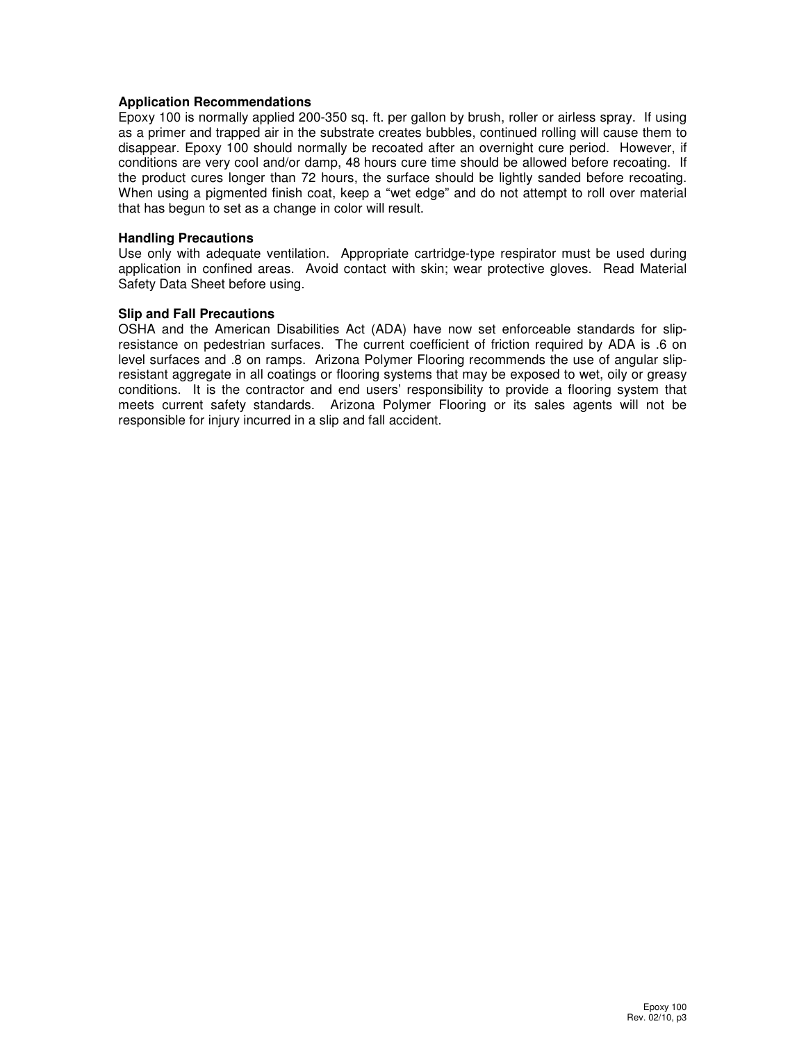**Application Recommendations**

Epoxy 100 is normally applied 200-350 sq. ft. per gallon by brush, roller or airless spray. If using as a primer and trapped air in the substrate creates bubbles, continued rolling will cause them to disappear. Epoxy 100 should normally be recoated after an overnight cure period. However, if conditions are very cool and/or damp, 48 hours cure time should be allowed before recoating. If the product cures longer than 72 hours, the surface should be lightly sanded before recoating. When using a pigmented finish coat, keep a "wet edge" and do not attempt to roll over material that has begun to set as a change in color will result.

**Handling Precautions**

Use only with adequate ventilation. Appropriate cartridge-type respirator must be used during application in confined areas. Avoid contact with skin; wear protective gloves. Read Material Safety Data Sheet before using.

**Slip and Fall Precautions**

OSHA and the American Disabilities Act (ADA) have now set enforceable standards for slip-resistance on pedestrian surfaces. The current coefficient of friction required by ADA is .6 on level surfaces and .8 on ramps. Arizona Polymer Flooring recommends the use of angular slip-resistant aggregate in all coatings or flooring systems that may be exposed to wet, oily or greasy conditions. It is the contractor and end users' responsibility to provide a flooring system that meets current safety standards. Arizona Polymer Flooring or its sales agents will not be responsible for injury incurred in a slip and fall accident.